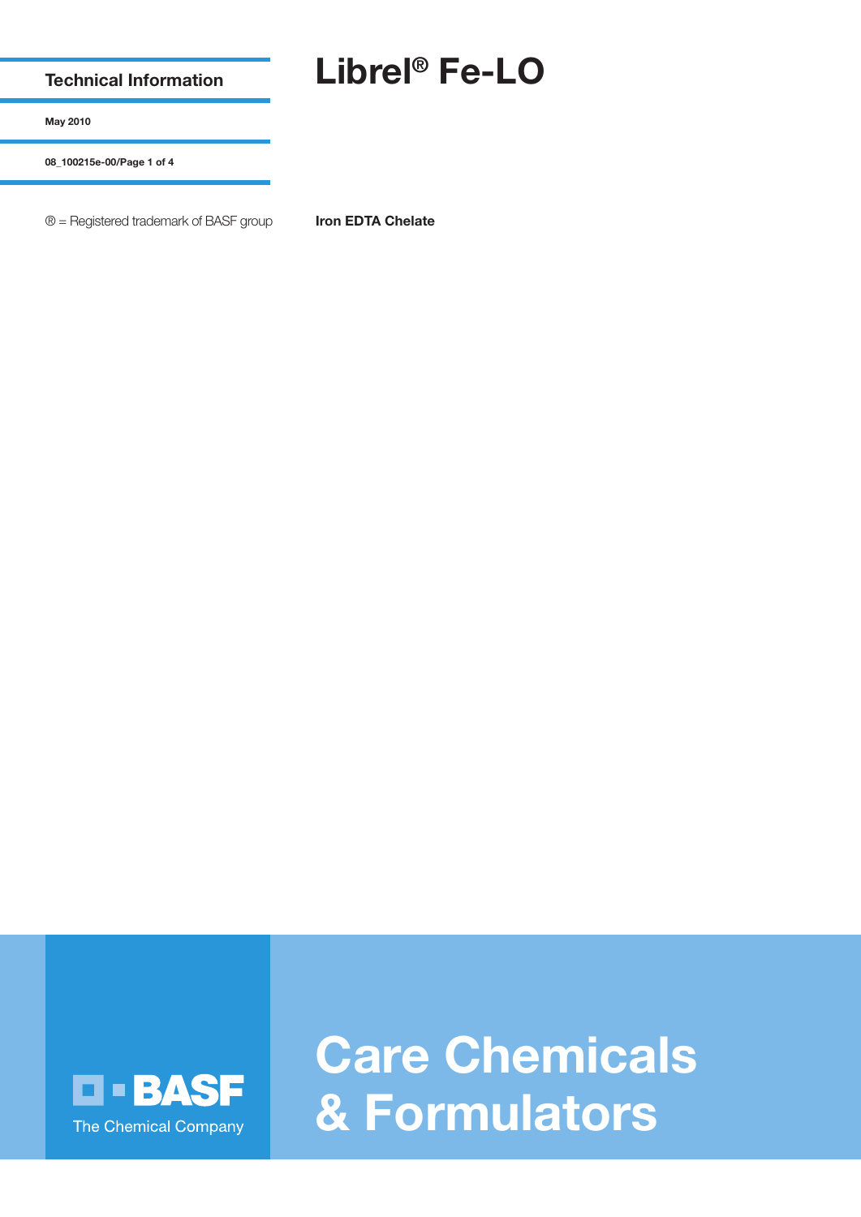Technical Information

May 2010

08_100215e-00/Page 1 of 4

® = Registered trademark of BASF group

# Librel® Fe-LO

**Iron EDTA Chelate**

BASF

The Chemical Company

Care Chemicals & Formulators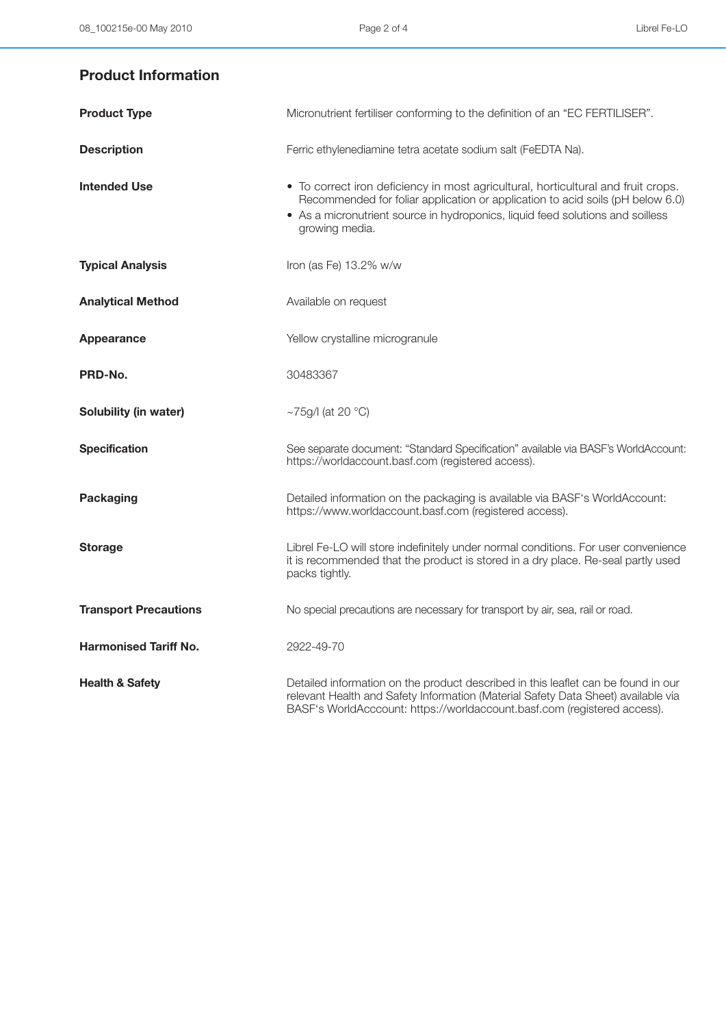## Product Information

| | |
|---|---|
| **Product Type** | Micronutrient fertiliser conforming to the definition of an "EC FERTILISER". |
| **Description** | Ferric ethylenediamine tetra acetate sodium salt (FeEDTA Na). |
| **Intended Use** | • To correct iron deficiency in most agricultural, horticultural and fruit crops. Recommended for foliar application or application to acid soils (pH below 6.0)<br>• As a micronutrient source in hydroponics, liquid feed solutions and soilless growing media. |
| **Typical Analysis** | Iron (as Fe) 13.2% w/w |
| **Analytical Method** | Available on request |
| **Appearance** | Yellow crystalline microgranule |
| **PRD-No.** | 30483367 |
| **Solubility (in water)** | ~75g/l (at 20 °C) |
| **Specification** | See separate document: "Standard Specification" available via BASF's WorldAccount: https://worldaccount.basf.com (registered access). |
| **Packaging** | Detailed information on the packaging is available via BASF's WorldAccount: https://www.worldaccount.basf.com (registered access). |
| **Storage** | Librel Fe-LO will store indefinitely under normal conditions. For user convenience it is recommended that the product is stored in a dry place. Re-seal partly used packs tightly. |
| **Transport Precautions** | No special precautions are necessary for transport by air, sea, rail or road. |
| **Harmonised Tariff No.** | 2922-49-70 |
| **Health & Safety** | Detailed information on the product described in this leaflet can be found in our relevant Health and Safety Information (Material Safety Data Sheet) available via BASF's WorldAcccount: https://worldaccount.basf.com (registered access). |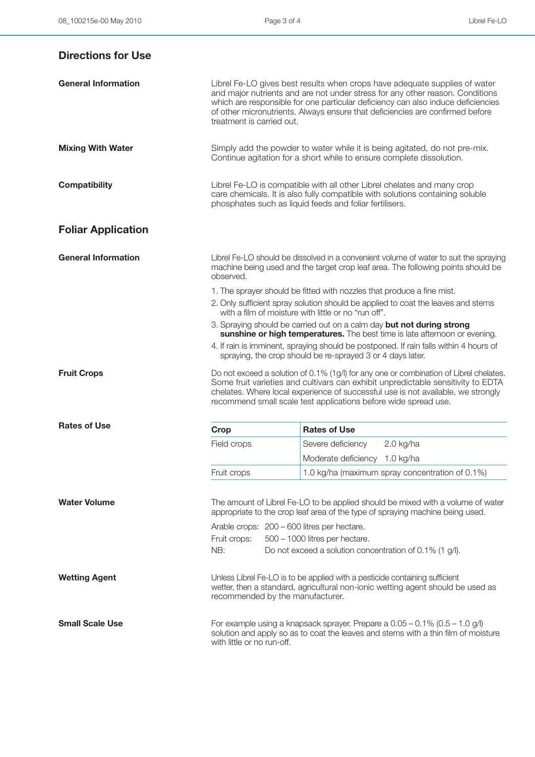## Directions for Use

**General Information**

Librel Fe-LO gives best results when crops have adequate supplies of water and major nutrients and are not under stress for any other reason. Conditions which are responsible for one particular deficiency can also induce deficiencies of other micronutrients. Always ensure that deficiencies are confirmed before treatment is carried out.

**Mixing With Water**

Simply add the powder to water while it is being agitated, do not pre-mix. Continue agitation for a short while to ensure complete dissolution.

**Compatibility**

Librel Fe-LO is compatible with all other Librel chelates and many crop care chemicals. It is also fully compatible with solutions containing soluble phosphates such as liquid feeds and foliar fertilisers.

## Foliar Application

**General Information**

Librel Fe-LO should be dissolved in a convenient volume of water to suit the spraying machine being used and the target crop leaf area. The following points should be observed.

1. The sprayer should be fitted with nozzles that produce a fine mist.
2. Only sufficient spray solution should be applied to coat the leaves and stems with a film of moisture with little or no "run off".
3. Spraying should be carried out on a calm day **but not during strong sunshine or high temperatures.** The best time is late afternoon or evening.
4. If rain is imminent, spraying should be postponed. If rain falls within 4 hours of spraying, the crop should be re-sprayed 3 or 4 days later.

**Fruit Crops**

Do not exceed a solution of 0.1% (1g/l) for any one or combination of Librel chelates. Some fruit varieties and cultivars can exhibit unpredictable sensitivity to EDTA chelates. Where local experience of successful use is not available, we strongly recommend small scale test applications before wide spread use.

**Rates of Use**

| Crop | Rates of Use | |
|---|---|---|
| Field crops | Severe deficiency | 2.0 kg/ha |
| | Moderate deficiency | 1.0 kg/ha |
| Fruit crops | 1.0 kg/ha (maximum spray concentration of 0.1%) | |

**Water Volume**

The amount of Librel Fe-LO to be applied should be mixed with a volume of water appropriate to the crop leaf area of the type of spraying machine being used.

Arable crops: 200 – 600 litres per hectare.
Fruit crops: 500 – 1000 litres per hectare.
NB: Do not exceed a solution concentration of 0.1% (1 g/l).

**Wetting Agent**

Unless Librel Fe-LO is to be applied with a pesticide containing sufficient wetter, then a standard, agricultural non-ionic wetting agent should be used as recommended by the manufacturer.

**Small Scale Use**

For example using a knapsack sprayer. Prepare a 0.05 – 0.1% (0.5 – 1.0 g/l) solution and apply so as to coat the leaves and stems with a thin film of moisture with little or no run-off.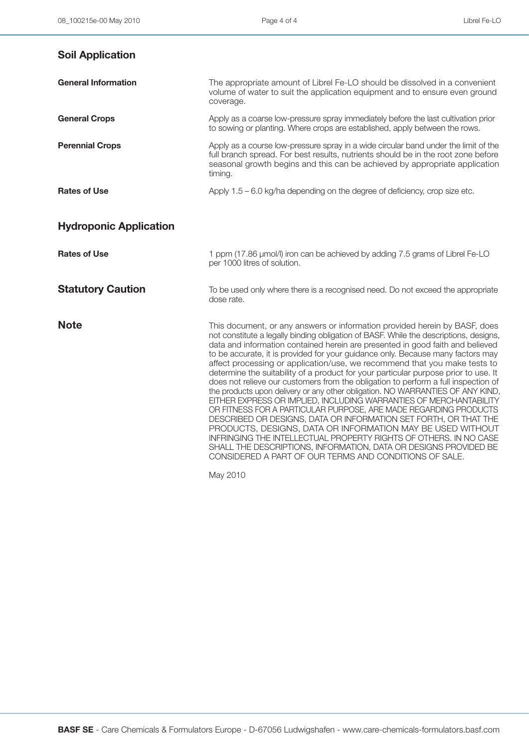## Soil Application

**General Information**

The appropriate amount of Librel Fe-LO should be dissolved in a convenient volume of water to suit the application equipment and to ensure even ground coverage.

**General Crops**

Apply as a coarse low-pressure spray immediately before the last cultivation prior to sowing or planting. Where crops are established, apply between the rows.

**Perennial Crops**

Apply as a course low-pressure spray in a wide circular band under the limit of the full branch spread. For best results, nutrients should be in the root zone before seasonal growth begins and this can be achieved by appropriate application timing.

**Rates of Use**

Apply 1.5 – 6.0 kg/ha depending on the degree of deficiency, crop size etc.

## Hydroponic Application

**Rates of Use**

1 ppm (17.86 µmol/l) iron can be achieved by adding 7.5 grams of Librel Fe-LO per 1000 litres of solution.

## Statutory Caution

To be used only where there is a recognised need. Do not exceed the appropriate dose rate.

## Note

This document, or any answers or information provided herein by BASF, does not constitute a legally binding obligation of BASF. While the descriptions, designs, data and information contained herein are presented in good faith and believed to be accurate, it is provided for your guidance only. Because many factors may affect processing or application/use, we recommend that you make tests to determine the suitability of a product for your particular purpose prior to use. It does not relieve our customers from the obligation to perform a full inspection of the products upon delivery or any other obligation. NO WARRANTIES OF ANY KIND, EITHER EXPRESS OR IMPLIED, INCLUDING WARRANTIES OF MERCHANTABILITY OR FITNESS FOR A PARTICULAR PURPOSE, ARE MADE REGARDING PRODUCTS DESCRIBED OR DESIGNS, DATA OR INFORMATION SET FORTH, OR THAT THE PRODUCTS, DESIGNS, DATA OR INFORMATION MAY BE USED WITHOUT INFRINGING THE INTELLECTUAL PROPERTY RIGHTS OF OTHERS. IN NO CASE SHALL THE DESCRIPTIONS, INFORMATION, DATA OR DESIGNS PROVIDED BE CONSIDERED A PART OF OUR TERMS AND CONDITIONS OF SALE.

May 2010

**BASF SE** - Care Chemicals & Formulators Europe - D-67056 Ludwigshafen - www.care-chemicals-formulators.basf.com